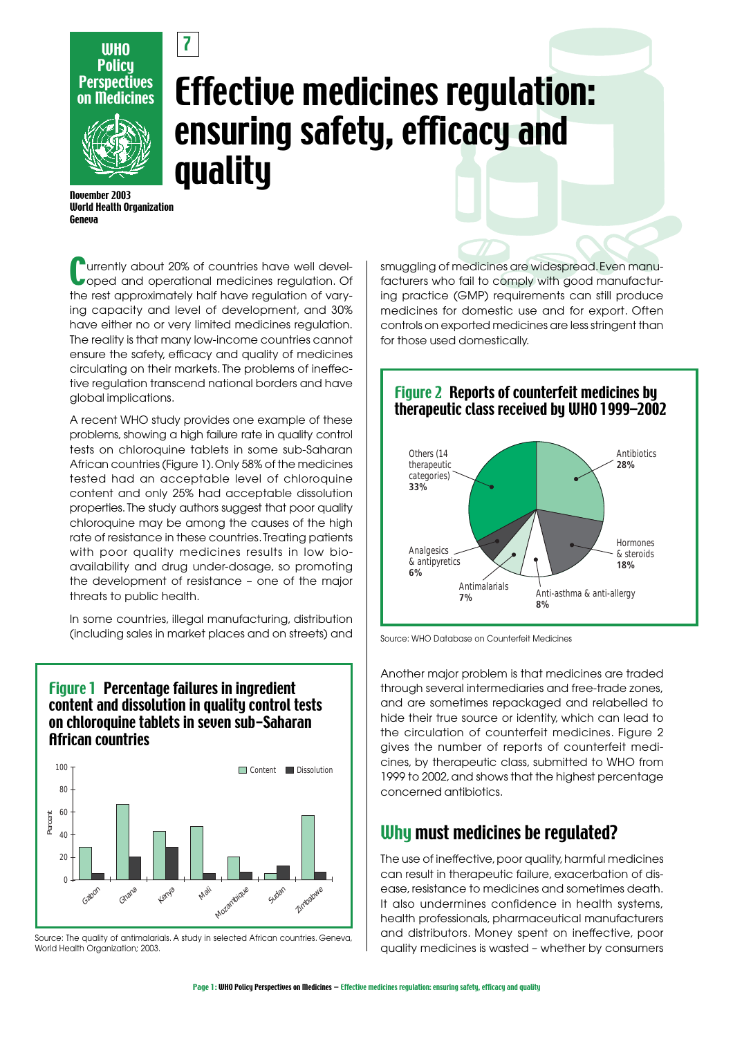WHO Policy Perspectives on Medicines

7

# Effective medicines regulation: ensuring safety, efficacy and quality

November 2003
World Health Organization
Geneva

Currently about 20% of countries have well developed and operational medicines regulation. Of the rest approximately half have regulation of varying capacity and level of development, and 30% have either no or very limited medicines regulation. The reality is that many low-income countries cannot ensure the safety, efficacy and quality of medicines circulating on their markets. The problems of ineffective regulation transcend national borders and have global implications.

A recent WHO study provides one example of these problems, showing a high failure rate in quality control tests on chloroquine tablets in some sub-Saharan African countries (Figure 1). Only 58% of the medicines tested had an acceptable level of chloroquine content and only 25% had acceptable dissolution properties. The study authors suggest that poor quality chloroquine may be among the causes of the high rate of resistance in these countries. Treating patients with poor quality medicines results in low bioavailability and drug under-dosage, so promoting the development of resistance – one of the major threats to public health.

In some countries, illegal manufacturing, distribution (including sales in market places and on streets) and smuggling of medicines are widespread. Even manufacturers who fail to comply with good manufacturing practice (GMP) requirements can still produce medicines for domestic use and for export. Often controls on exported medicines are less stringent than for those used domestically.

**Figure 1 Percentage failures in ingredient content and dissolution in quality control tests on chloroquine tablets in seven sub-Saharan African countries**

Source: The quality of antimalarials. A study in selected African countries. Geneva, World Health Organization; 2003.

**Figure 2 Reports of counterfeit medicines by therapeutic class received by WHO 1999–2002**

| Therapeutic class | % |
|---|---|
| Antibiotics | 28% |
| Hormones & steroids | 18% |
| Anti-asthma & anti-allergy | 8% |
| Antimalarials | 7% |
| Analgesics & antipyretics | 6% |
| Others (14 therapeutic categories) | 33% |

Source: WHO Database on Counterfeit Medicines

Another major problem is that medicines are traded through several intermediaries and free-trade zones, and are sometimes repackaged and relabelled to hide their true source or identity, which can lead to the circulation of counterfeit medicines. Figure 2 gives the number of reports of counterfeit medicines, by therapeutic class, submitted to WHO from 1999 to 2002, and shows that the highest percentage concerned antibiotics.

## Why must medicines be regulated?

The use of ineffective, poor quality, harmful medicines can result in therapeutic failure, exacerbation of disease, resistance to medicines and sometimes death. It also undermines confidence in health systems, health professionals, pharmaceutical manufacturers and distributors. Money spent on ineffective, poor quality medicines is wasted – whether by consumers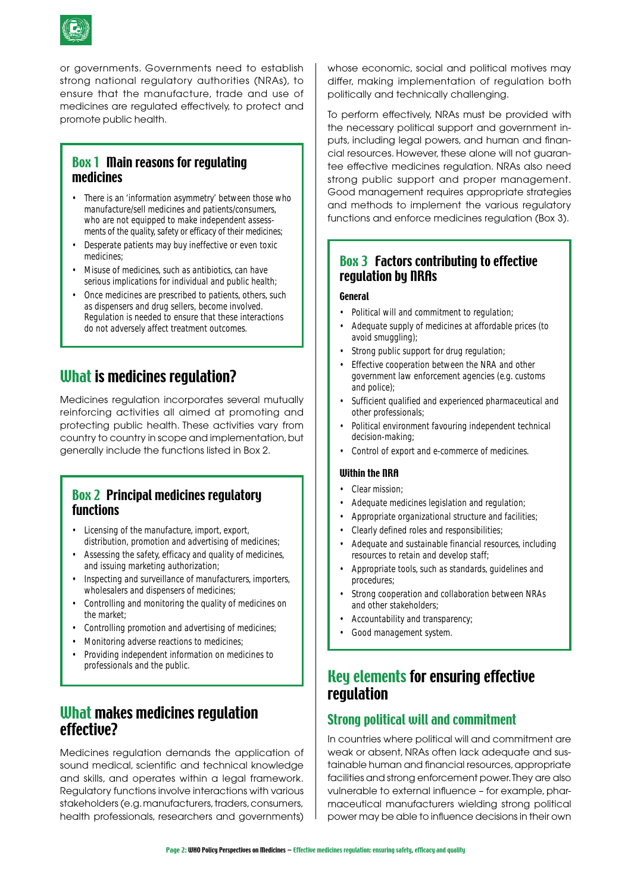or governments. Governments need to establish strong national regulatory authorities (NRAs), to ensure that the manufacture, trade and use of medicines are regulated effectively, to protect and promote public health.

### Box 1 Main reasons for regulating medicines

- There is an 'information asymmetry' between those who manufacture/sell medicines and patients/consumers, who are not equipped to make independent assessments of the quality, safety or efficacy of their medicines;
- Desperate patients may buy ineffective or even toxic medicines;
- Misuse of medicines, such as antibiotics, can have serious implications for individual and public health;
- Once medicines are prescribed to patients, others, such as dispensers and drug sellers, become involved. Regulation is needed to ensure that these interactions do not adversely affect treatment outcomes.

## What is medicines regulation?

Medicines regulation incorporates several mutually reinforcing activities all aimed at promoting and protecting public health. These activities vary from country to country in scope and implementation, but generally include the functions listed in Box 2.

### Box 2 Principal medicines regulatory functions

- Licensing of the manufacture, import, export, distribution, promotion and advertising of medicines;
- Assessing the safety, efficacy and quality of medicines, and issuing marketing authorization;
- Inspecting and surveillance of manufacturers, importers, wholesalers and dispensers of medicines;
- Controlling and monitoring the quality of medicines on the market;
- Controlling promotion and advertising of medicines;
- Monitoring adverse reactions to medicines;
- Providing independent information on medicines to professionals and the public.

## What makes medicines regulation effective?

Medicines regulation demands the application of sound medical, scientific and technical knowledge and skills, and operates within a legal framework. Regulatory functions involve interactions with various stakeholders (e.g. manufacturers, traders, consumers, health professionals, researchers and governments) whose economic, social and political motives may differ, making implementation of regulation both politically and technically challenging.

To perform effectively, NRAs must be provided with the necessary political support and government inputs, including legal powers, and human and financial resources. However, these alone will not guarantee effective medicines regulation. NRAs also need strong public support and proper management. Good management requires appropriate strategies and methods to implement the various regulatory functions and enforce medicines regulation (Box 3).

### Box 3 Factors contributing to effective regulation by NRAs

**General**

- Political will and commitment to regulation;
- Adequate supply of medicines at affordable prices (to avoid smuggling);
- Strong public support for drug regulation;
- Effective cooperation between the NRA and other government law enforcement agencies (e.g. customs and police);
- Sufficient qualified and experienced pharmaceutical and other professionals;
- Political environment favouring independent technical decision-making;
- Control of export and e-commerce of medicines.

**Within the NRA**

- Clear mission;
- Adequate medicines legislation and regulation;
- Appropriate organizational structure and facilities;
- Clearly defined roles and responsibilities;
- Adequate and sustainable financial resources, including resources to retain and develop staff;
- Appropriate tools, such as standards, guidelines and procedures;
- Strong cooperation and collaboration between NRAs and other stakeholders;
- Accountability and transparency;
- Good management system.

## Key elements for ensuring effective regulation

### Strong political will and commitment

In countries where political will and commitment are weak or absent, NRAs often lack adequate and sustainable human and financial resources, appropriate facilities and strong enforcement power. They are also vulnerable to external influence – for example, pharmaceutical manufacturers wielding strong political power may be able to influence decisions in their own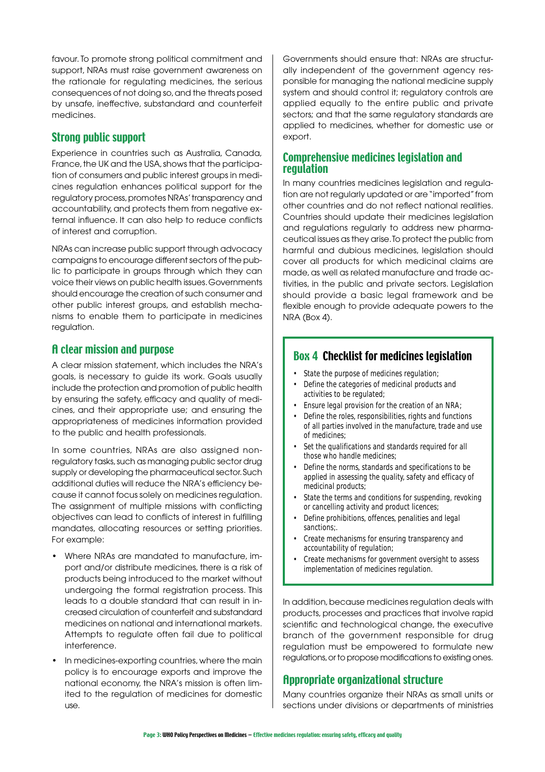favour. To promote strong political commitment and support, NRAs must raise government awareness on the rationale for regulating medicines, the serious consequences of not doing so, and the threats posed by unsafe, ineffective, substandard and counterfeit medicines.

## Strong public support

Experience in countries such as Australia, Canada, France, the UK and the USA, shows that the participation of consumers and public interest groups in medicines regulation enhances political support for the regulatory process, promotes NRAs' transparency and accountability, and protects them from negative external influence. It can also help to reduce conflicts of interest and corruption.

NRAs can increase public support through advocacy campaigns to encourage different sectors of the public to participate in groups through which they can voice their views on public health issues. Governments should encourage the creation of such consumer and other public interest groups, and establish mechanisms to enable them to participate in medicines regulation.

## A clear mission and purpose

A clear mission statement, which includes the NRA's goals, is necessary to guide its work. Goals usually include the protection and promotion of public health by ensuring the safety, efficacy and quality of medicines, and their appropriate use; and ensuring the appropriateness of medicines information provided to the public and health professionals.

In some countries, NRAs are also assigned non-regulatory tasks, such as managing public sector drug supply or developing the pharmaceutical sector. Such additional duties will reduce the NRA's efficiency because it cannot focus solely on medicines regulation. The assignment of multiple missions with conflicting objectives can lead to conflicts of interest in fulfilling mandates, allocating resources or setting priorities. For example:

- Where NRAs are mandated to manufacture, import and/or distribute medicines, there is a risk of products being introduced to the market without undergoing the formal registration process. This leads to a double standard that can result in increased circulation of counterfeit and substandard medicines on national and international markets. Attempts to regulate often fail due to political interference.
- In medicines-exporting countries, where the main policy is to encourage exports and improve the national economy, the NRA's mission is often limited to the regulation of medicines for domestic use.

Governments should ensure that: NRAs are structurally independent of the government agency responsible for managing the national medicine supply system and should control it; regulatory controls are applied equally to the entire public and private sectors; and that the same regulatory standards are applied to medicines, whether for domestic use or export.

## Comprehensive medicines legislation and regulation

In many countries medicines legislation and regulation are not regularly updated or are "imported" from other countries and do not reflect national realities. Countries should update their medicines legislation and regulations regularly to address new pharmaceutical issues as they arise. To protect the public from harmful and dubious medicines, legislation should cover all products for which medicinal claims are made, as well as related manufacture and trade activities, in the public and private sectors. Legislation should provide a basic legal framework and be flexible enough to provide adequate powers to the NRA (Box 4).

### Box 4 Checklist for medicines legislation

- State the purpose of medicines regulation;
- Define the categories of medicinal products and activities to be regulated;
- Ensure legal provision for the creation of an NRA;
- Define the roles, responsibilities, rights and functions of all parties involved in the manufacture, trade and use of medicines;
- Set the qualifications and standards required for all those who handle medicines;
- Define the norms, standards and specifications to be applied in assessing the quality, safety and efficacy of medicinal products;
- State the terms and conditions for suspending, revoking or cancelling activity and product licences;
- Define prohibitions, offences, penalties and legal sanctions;.
- Create mechanisms for ensuring transparency and accountability of regulation;
- Create mechanisms for government oversight to assess implementation of medicines regulation.

In addition, because medicines regulation deals with products, processes and practices that involve rapid scientific and technological change, the executive branch of the government responsible for drug regulation must be empowered to formulate new regulations, or to propose modifications to existing ones.

## Appropriate organizational structure

Many countries organize their NRAs as small units or sections under divisions or departments of ministries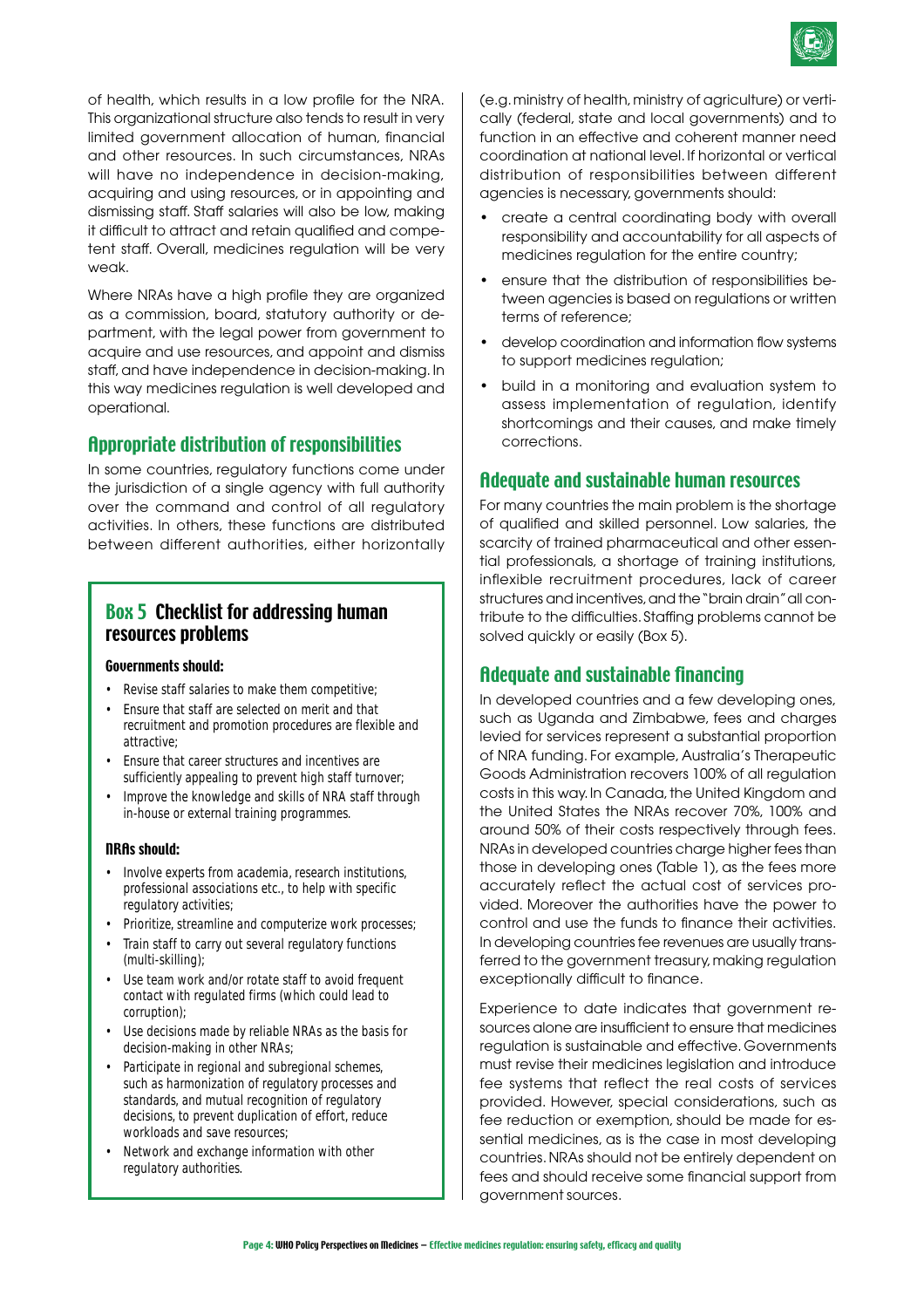of health, which results in a low profile for the NRA. This organizational structure also tends to result in very limited government allocation of human, financial and other resources. In such circumstances, NRAs will have no independence in decision-making, acquiring and using resources, or in appointing and dismissing staff. Staff salaries will also be low, making it difficult to attract and retain qualified and competent staff. Overall, medicines regulation will be very weak.

Where NRAs have a high profile they are organized as a commission, board, statutory authority or department, with the legal power from government to acquire and use resources, and appoint and dismiss staff, and have independence in decision-making. In this way medicines regulation is well developed and operational.

## Appropriate distribution of responsibilities

In some countries, regulatory functions come under the jurisdiction of a single agency with full authority over the command and control of all regulatory activities. In others, these functions are distributed between different authorities, either horizontally (e.g. ministry of health, ministry of agriculture) or vertically (federal, state and local governments) and to function in an effective and coherent manner need coordination at national level. If horizontal or vertical distribution of responsibilities between different agencies is necessary, governments should:

- create a central coordinating body with overall responsibility and accountability for all aspects of medicines regulation for the entire country;
- ensure that the distribution of responsibilities between agencies is based on regulations or written terms of reference;
- develop coordination and information flow systems to support medicines regulation;
- build in a monitoring and evaluation system to assess implementation of regulation, identify shortcomings and their causes, and make timely corrections.

## Adequate and sustainable human resources

For many countries the main problem is the shortage of qualified and skilled personnel. Low salaries, the scarcity of trained pharmaceutical and other essential professionals, a shortage of training institutions, inflexible recruitment procedures, lack of career structures and incentives, and the "brain drain" all contribute to the difficulties. Staffing problems cannot be solved quickly or easily (Box 5).

> ### Box 5 Checklist for addressing human resources problems
>
> **Governments should:**
>
> - Revise staff salaries to make them competitive;
> - Ensure that staff are selected on merit and that recruitment and promotion procedures are flexible and attractive;
> - Ensure that career structures and incentives are sufficiently appealing to prevent high staff turnover;
> - Improve the knowledge and skills of NRA staff through in-house or external training programmes.
>
> **NRAs should:**
>
> - Involve experts from academia, research institutions, professional associations etc., to help with specific regulatory activities;
> - Prioritize, streamline and computerize work processes;
> - Train staff to carry out several regulatory functions (multi-skilling);
> - Use team work and/or rotate staff to avoid frequent contact with regulated firms (which could lead to corruption);
> - Use decisions made by reliable NRAs as the basis for decision-making in other NRAs;
> - Participate in regional and subregional schemes, such as harmonization of regulatory processes and standards, and mutual recognition of regulatory decisions, to prevent duplication of effort, reduce workloads and save resources;
> - Network and exchange information with other regulatory authorities.

## Adequate and sustainable financing

In developed countries and a few developing ones, such as Uganda and Zimbabwe, fees and charges levied for services represent a substantial proportion of NRA funding. For example, Australia's Therapeutic Goods Administration recovers 100% of all regulation costs in this way. In Canada, the United Kingdom and the United States the NRAs recover 70%, 100% and around 50% of their costs respectively through fees. NRAs in developed countries charge higher fees than those in developing ones (Table 1), as the fees more accurately reflect the actual cost of services provided. Moreover the authorities have the power to control and use the funds to finance their activities. In developing countries fee revenues are usually transferred to the government treasury, making regulation exceptionally difficult to finance.

Experience to date indicates that government resources alone are insufficient to ensure that medicines regulation is sustainable and effective. Governments must revise their medicines legislation and introduce fee systems that reflect the real costs of services provided. However, special considerations, such as fee reduction or exemption, should be made for essential medicines, as is the case in most developing countries. NRAs should not be entirely dependent on fees and should receive some financial support from government sources.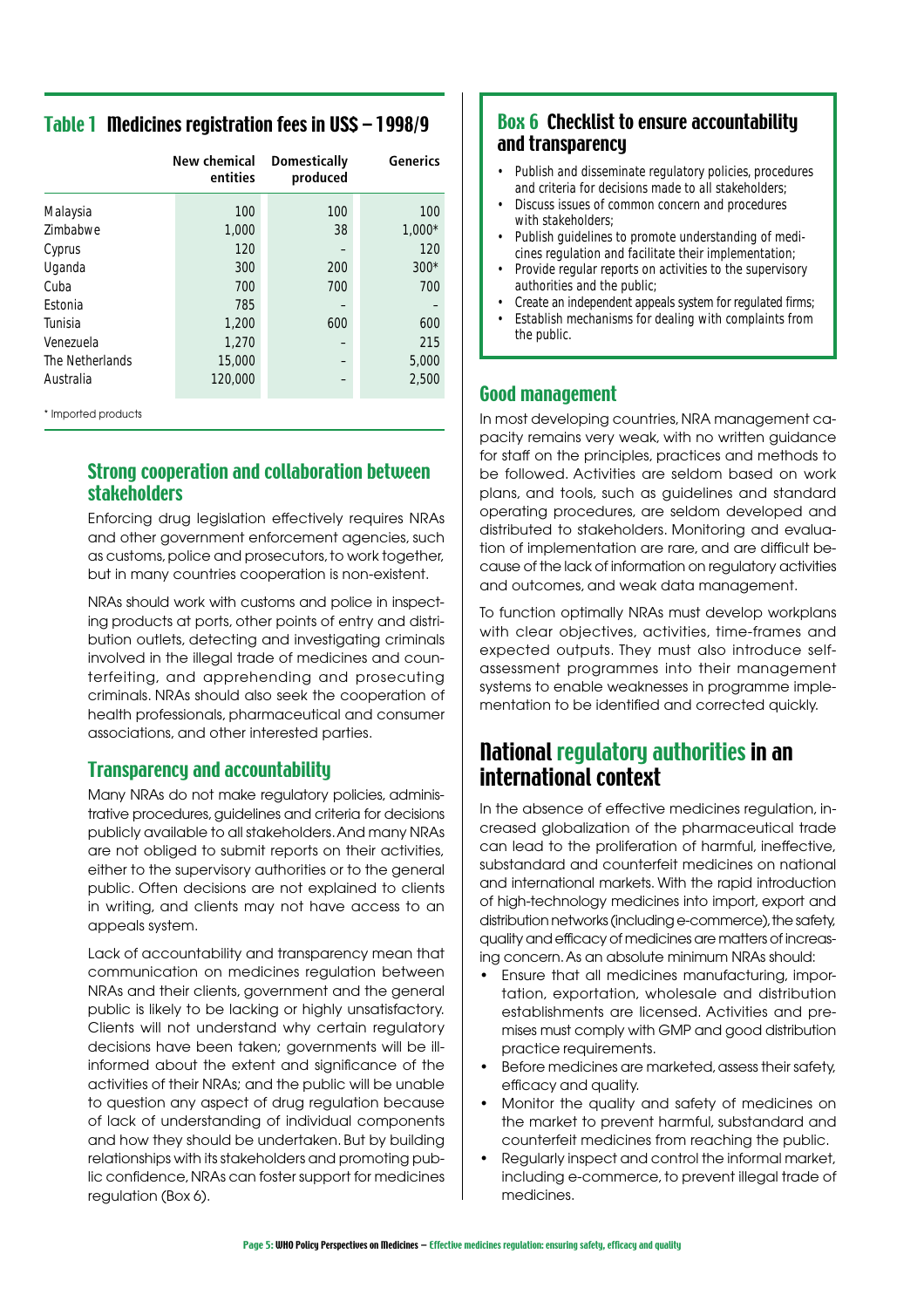## Table 1 Medicines registration fees in US$ – 1998/9

| | New chemical entities | Domestically produced | Generics |
|---|---|---|---|
| Malaysia | 100 | 100 | 100 |
| Zimbabwe | 1,000 | 38 | 1,000* |
| Cyprus | 120 | – | 120 |
| Uganda | 300 | 200 | 300* |
| Cuba | 700 | 700 | 700 |
| Estonia | 785 | – | – |
| Tunisia | 1,200 | 600 | 600 |
| Venezuela | 1,270 | – | 215 |
| The Netherlands | 15,000 | – | 5,000 |
| Australia | 120,000 | – | 2,500 |

* Imported products

### Strong cooperation and collaboration between stakeholders

Enforcing drug legislation effectively requires NRAs and other government enforcement agencies, such as customs, police and prosecutors, to work together, but in many countries cooperation is non-existent.

NRAs should work with customs and police in inspecting products at ports, other points of entry and distribution outlets, detecting and investigating criminals involved in the illegal trade of medicines and counterfeiting, and apprehending and prosecuting criminals. NRAs should also seek the cooperation of health professionals, pharmaceutical and consumer associations, and other interested parties.

### Transparency and accountability

Many NRAs do not make regulatory policies, administrative procedures, guidelines and criteria for decisions publicly available to all stakeholders. And many NRAs are not obliged to submit reports on their activities, either to the supervisory authorities or to the general public. Often decisions are not explained to clients in writing, and clients may not have access to an appeals system.

Lack of accountability and transparency mean that communication on medicines regulation between NRAs and their clients, government and the general public is likely to be lacking or highly unsatisfactory. Clients will not understand why certain regulatory decisions have been taken; governments will be ill-informed about the extent and significance of the activities of their NRAs; and the public will be unable to question any aspect of drug regulation because of lack of understanding of individual components and how they should be undertaken. But by building relationships with its stakeholders and promoting public confidence, NRAs can foster support for medicines regulation (Box 6).

### Box 6 Checklist to ensure accountability and transparency

- Publish and disseminate regulatory policies, procedures and criteria for decisions made to all stakeholders;
- Discuss issues of common concern and procedures with stakeholders;
- Publish guidelines to promote understanding of medicines regulation and facilitate their implementation;
- Provide regular reports on activities to the supervisory authorities and the public;
- Create an independent appeals system for regulated firms;
- Establish mechanisms for dealing with complaints from the public.

### Good management

In most developing countries, NRA management capacity remains very weak, with no written guidance for staff on the principles, practices and methods to be followed. Activities are seldom based on work plans, and tools, such as guidelines and standard operating procedures, are seldom developed and distributed to stakeholders. Monitoring and evaluation of implementation are rare, and are difficult because of the lack of information on regulatory activities and outcomes, and weak data management.

To function optimally NRAs must develop workplans with clear objectives, activities, time-frames and expected outputs. They must also introduce self-assessment programmes into their management systems to enable weaknesses in programme implementation to be identified and corrected quickly.

## National regulatory authorities in an international context

In the absence of effective medicines regulation, increased globalization of the pharmaceutical trade can lead to the proliferation of harmful, ineffective, substandard and counterfeit medicines on national and international markets. With the rapid introduction of high-technology medicines into import, export and distribution networks (including e-commerce), the safety, quality and efficacy of medicines are matters of increasing concern. As an absolute minimum NRAs should:

- Ensure that all medicines manufacturing, importation, exportation, wholesale and distribution establishments are licensed. Activities and premises must comply with GMP and good distribution practice requirements.
- Before medicines are marketed, assess their safety, efficacy and quality.
- Monitor the quality and safety of medicines on the market to prevent harmful, substandard and counterfeit medicines from reaching the public.
- Regularly inspect and control the informal market, including e-commerce, to prevent illegal trade of medicines.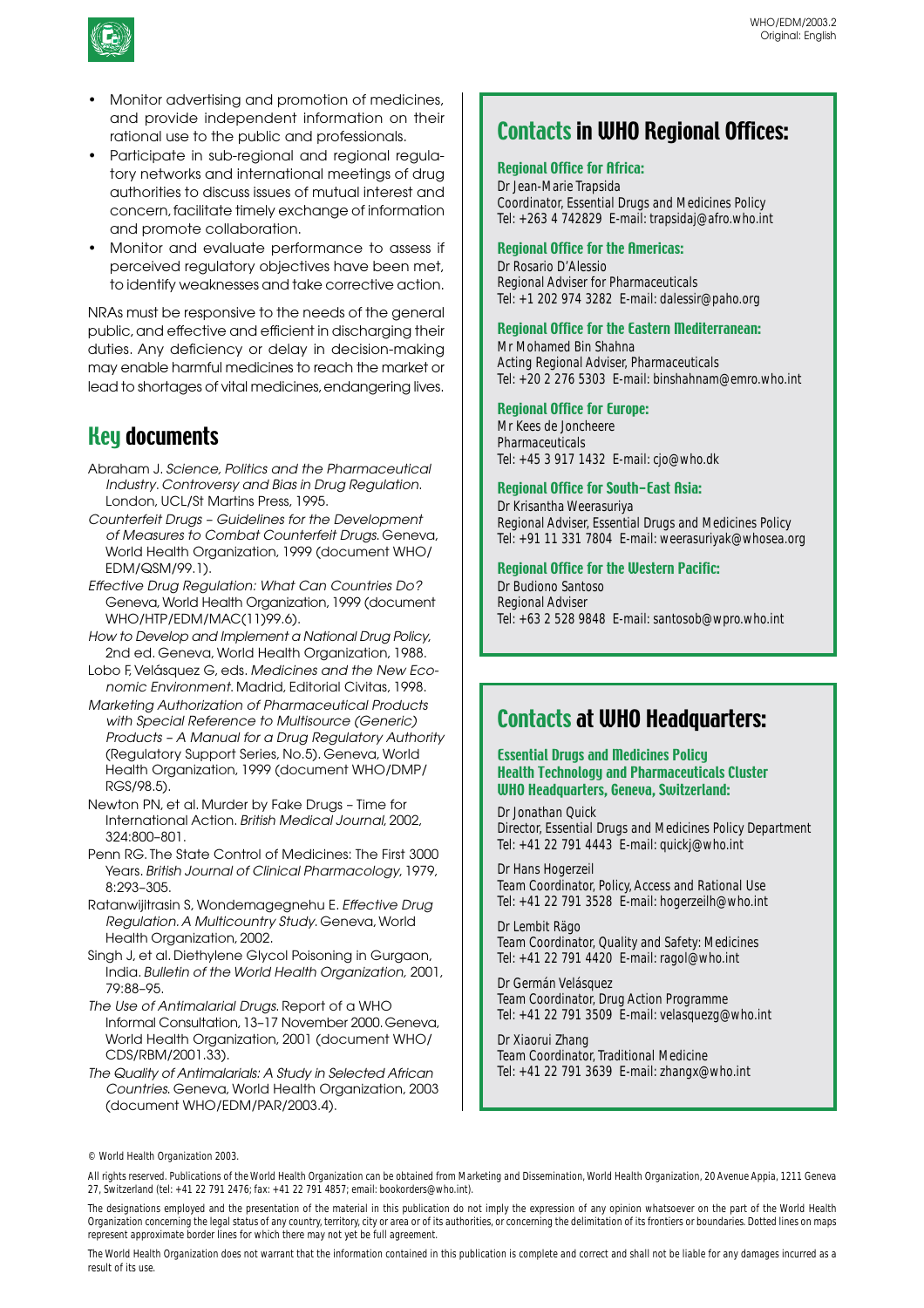- Monitor advertising and promotion of medicines, and provide independent information on their rational use to the public and professionals.
- Participate in sub-regional and regional regulatory networks and international meetings of drug authorities to discuss issues of mutual interest and concern, facilitate timely exchange of information and promote collaboration.
- Monitor and evaluate performance to assess if perceived regulatory objectives have been met, to identify weaknesses and take corrective action.

NRAs must be responsive to the needs of the general public, and effective and efficient in discharging their duties. Any deficiency or delay in decision-making may enable harmful medicines to reach the market or lead to shortages of vital medicines, endangering lives.

## Key documents

Abraham J. *Science, Politics and the Pharmaceutical Industry. Controversy and Bias in Drug Regulation.* London, UCL/St Martins Press, 1995.

*Counterfeit Drugs – Guidelines for the Development of Measures to Combat Counterfeit Drugs.* Geneva, World Health Organization, 1999 (document WHO/EDM/QSM/99.1).

*Effective Drug Regulation: What Can Countries Do?* Geneva, World Health Organization, 1999 (document WHO/HTP/EDM/MAC(11)99.6).

*How to Develop and Implement a National Drug Policy*, 2nd ed. Geneva, World Health Organization, 1988.

Lobo F, Velásquez G, eds. *Medicines and the New Economic Environment.* Madrid, Editorial Civitas, 1998.

*Marketing Authorization of Pharmaceutical Products with Special Reference to Multisource (Generic) Products – A Manual for a Drug Regulatory Authority* (Regulatory Support Series, No.5). Geneva, World Health Organization, 1999 (document WHO/DMP/RGS/98.5).

Newton PN, et al. Murder by Fake Drugs – Time for International Action. *British Medical Journal*, 2002, 324:800–801.

Penn RG. The State Control of Medicines: The First 3000 Years. *British Journal of Clinical Pharmacology*, 1979, 8:293–305.

Ratanwijitrasin S, Wondemagegnehu E. *Effective Drug Regulation. A Multicountry Study.* Geneva, World Health Organization, 2002.

Singh J, et al. Diethylene Glycol Poisoning in Gurgaon, India. *Bulletin of the World Health Organization,* 2001, 79:88–95.

*The Use of Antimalarial Drugs.* Report of a WHO Informal Consultation, 13–17 November 2000. Geneva, World Health Organization, 2001 (document WHO/CDS/RBM/2001.33).

*The Quality of Antimalarials: A Study in Selected African Countries.* Geneva, World Health Organization, 2003 (document WHO/EDM/PAR/2003.4).

## Contacts in WHO Regional Offices:

### Regional Office for Africa:
Dr Jean-Marie Trapsida
Coordinator, Essential Drugs and Medicines Policy
Tel: +263 4 742829 E-mail: trapsidaj@afro.who.int

### Regional Office for the Americas:
Dr Rosario D'Alessio
Regional Adviser for Pharmaceuticals
Tel: +1 202 974 3282 E-mail: dalessir@paho.org

### Regional Office for the Eastern Mediterranean:
Mr Mohamed Bin Shahna
Acting Regional Adviser, Pharmaceuticals
Tel: +20 2 276 5303 E-mail: binshahnam@emro.who.int

### Regional Office for Europe:
Mr Kees de Joncheere
Pharmaceuticals
Tel: +45 3 917 1432 E-mail: cjo@who.dk

### Regional Office for South–East Asia:
Dr Krisantha Weerasuriya
Regional Adviser, Essential Drugs and Medicines Policy
Tel: +91 11 331 7804 E-mail: weerasuriyak@whosea.org

### Regional Office for the Western Pacific:
Dr Budiono Santoso
Regional Adviser
Tel: +63 2 528 9848 E-mail: santosob@wpro.who.int

## Contacts at WHO Headquarters:

### Essential Drugs and Medicines Policy
### Health Technology and Pharmaceuticals Cluster
### WHO Headquarters, Geneva, Switzerland:

Dr Jonathan Quick
Director, Essential Drugs and Medicines Policy Department
Tel: +41 22 791 4443 E-mail: quickj@who.int

Dr Hans Hogerzeil
Team Coordinator, Policy, Access and Rational Use
Tel: +41 22 791 3528 E-mail: hogerzeilh@who.int

Dr Lembit Rägo
Team Coordinator, Quality and Safety: Medicines
Tel: +41 22 791 4420 E-mail: ragol@who.int

Dr Germán Velásquez
Team Coordinator, Drug Action Programme
Tel: +41 22 791 3509 E-mail: velasquezg@who.int

Dr Xiaorui Zhang
Team Coordinator, Traditional Medicine
Tel: +41 22 791 3639 E-mail: zhangx@who.int

© World Health Organization 2003.

All rights reserved. Publications of the World Health Organization can be obtained from Marketing and Dissemination, World Health Organization, 20 Avenue Appia, 1211 Geneva 27, Switzerland (tel: +41 22 791 2476; fax: +41 22 791 4857; email: bookorders@who.int).

The designations employed and the presentation of the material in this publication do not imply the expression of any opinion whatsoever on the part of the World Health Organization concerning the legal status of any country, territory, city or area or of its authorities, or concerning the delimitation of its frontiers or boundaries. Dotted lines on maps represent approximate border lines for which there may not yet be full agreement.

The World Health Organization does not warrant that the information contained in this publication is complete and correct and shall not be liable for any damages incurred as a result of its use.